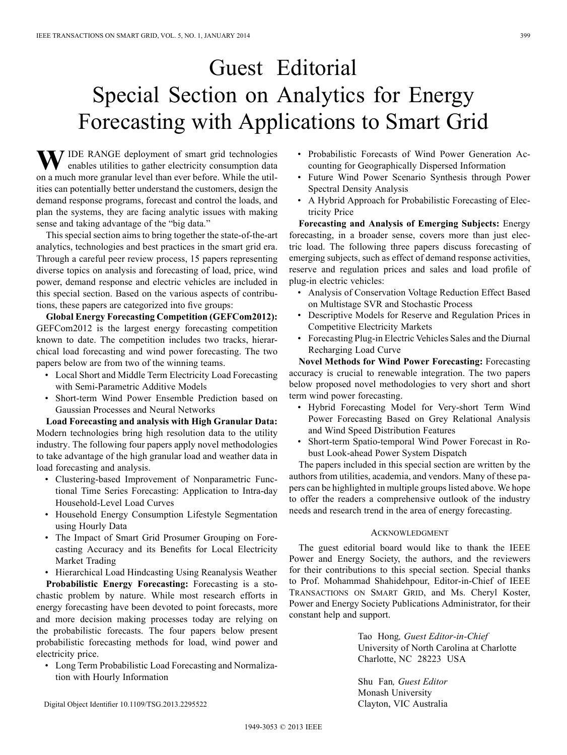# Guest Editorial
# Special Section on Analytics for Energy Forecasting with Applications to Smart Grid

WIDE RANGE deployment of smart grid technologies enables utilities to gather electricity consumption data on a much more granular level than ever before. While the utilities can potentially better understand the customers, design the demand response programs, forecast and control the loads, and plan the systems, they are facing analytic issues with making sense and taking advantage of the "big data."

This special section aims to bring together the state-of-the-art analytics, technologies and best practices in the smart grid era. Through a careful peer review process, 15 papers representing diverse topics on analysis and forecasting of load, price, wind power, demand response and electric vehicles are included in this special section. Based on the various aspects of contributions, these papers are categorized into five groups:

**Global Energy Forecasting Competition (GEFCom2012):** GEFCom2012 is the largest energy forecasting competition known to date. The competition includes two tracks, hierarchical load forecasting and wind power forecasting. The two papers below are from two of the winning teams.

- Local Short and Middle Term Electricity Load Forecasting with Semi-Parametric Additive Models
- Short-term Wind Power Ensemble Prediction based on Gaussian Processes and Neural Networks

**Load Forecasting and analysis with High Granular Data:** Modern technologies bring high resolution data to the utility industry. The following four papers apply novel methodologies to take advantage of the high granular load and weather data in load forecasting and analysis.

- Clustering-based Improvement of Nonparametric Functional Time Series Forecasting: Application to Intra-day Household-Level Load Curves
- Household Energy Consumption Lifestyle Segmentation using Hourly Data
- The Impact of Smart Grid Prosumer Grouping on Forecasting Accuracy and its Benefits for Local Electricity Market Trading
- Hierarchical Load Hindcasting Using Reanalysis Weather

**Probabilistic Energy Forecasting:** Forecasting is a stochastic problem by nature. While most research efforts in energy forecasting have been devoted to point forecasts, more and more decision making processes today are relying on the probabilistic forecasts. The four papers below present probabilistic forecasting methods for load, wind power and electricity price.

- Long Term Probabilistic Load Forecasting and Normalization with Hourly Information
- Probabilistic Forecasts of Wind Power Generation Accounting for Geographically Dispersed Information
- Future Wind Power Scenario Synthesis through Power Spectral Density Analysis
- A Hybrid Approach for Probabilistic Forecasting of Electricity Price

**Forecasting and Analysis of Emerging Subjects:** Energy forecasting, in a broader sense, covers more than just electric load. The following three papers discuss forecasting of emerging subjects, such as effect of demand response activities, reserve and regulation prices and sales and load profile of plug-in electric vehicles:

- Analysis of Conservation Voltage Reduction Effect Based on Multistage SVR and Stochastic Process
- Descriptive Models for Reserve and Regulation Prices in Competitive Electricity Markets
- Forecasting Plug-in Electric Vehicles Sales and the Diurnal Recharging Load Curve

**Novel Methods for Wind Power Forecasting:** Forecasting accuracy is crucial to renewable integration. The two papers below proposed novel methodologies to very short and short term wind power forecasting.

- Hybrid Forecasting Model for Very-short Term Wind Power Forecasting Based on Grey Relational Analysis and Wind Speed Distribution Features
- Short-term Spatio-temporal Wind Power Forecast in Robust Look-ahead Power System Dispatch

The papers included in this special section are written by the authors from utilities, academia, and vendors. Many of these papers can be highlighted in multiple groups listed above. We hope to offer the readers a comprehensive outlook of the industry needs and research trend in the area of energy forecasting.

## ACKNOWLEDGMENT

The guest editorial board would like to thank the IEEE Power and Energy Society, the authors, and the reviewers for their contributions to this special section. Special thanks to Prof. Mohammad Shahidehpour, Editor-in-Chief of IEEE TRANSACTIONS ON SMART GRID, and Ms. Cheryl Koster, Power and Energy Society Publications Administrator, for their constant help and support.

Tao Hong, *Guest Editor-in-Chief*
University of North Carolina at Charlotte
Charlotte, NC 28223 USA

Shu Fan, *Guest Editor*
Monash University
Clayton, VIC Australia

Digital Object Identifier 10.1109/TSG.2013.2295522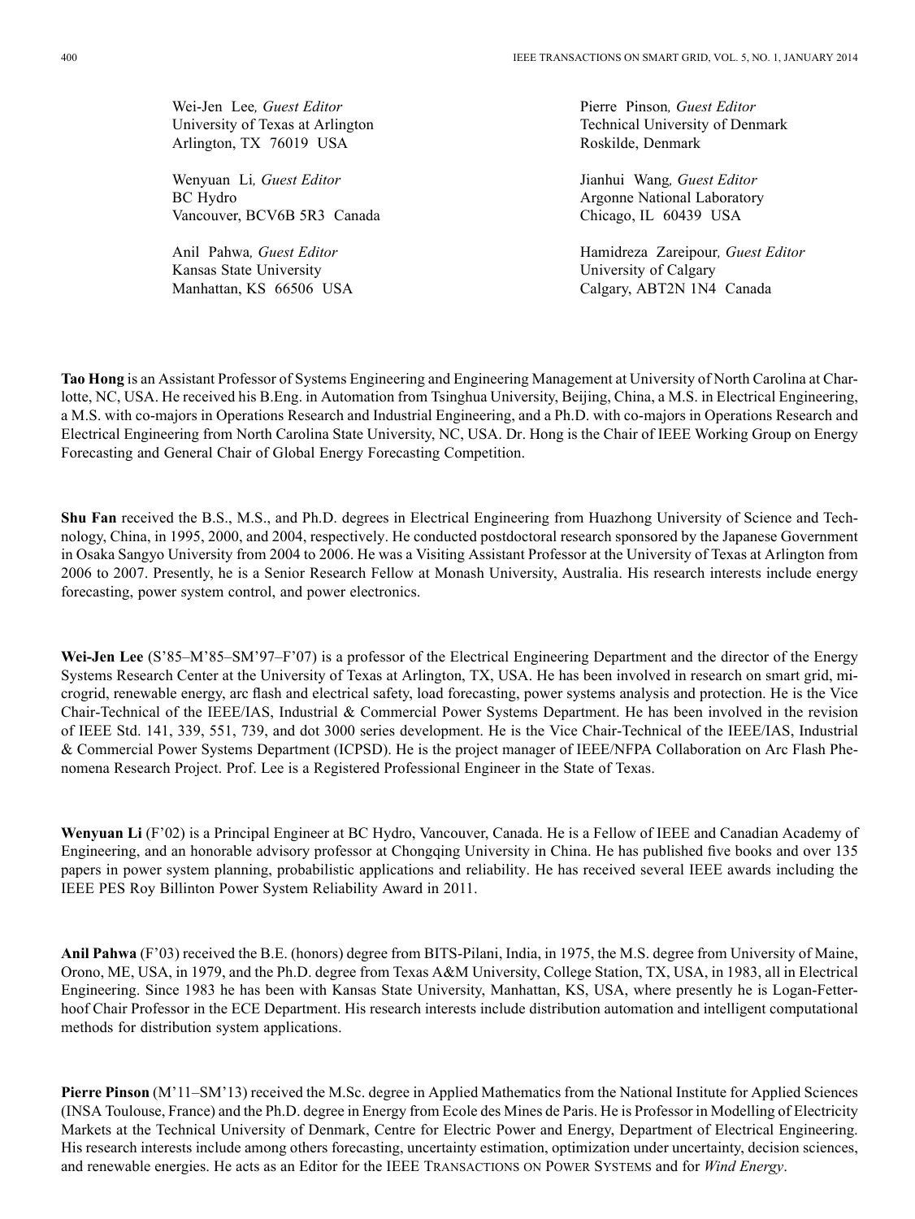Wei-Jen Lee, *Guest Editor*
University of Texas at Arlington
Arlington, TX 76019 USA

Wenyuan Li, *Guest Editor*
BC Hydro
Vancouver, BCV6B 5R3 Canada

Anil Pahwa, *Guest Editor*
Kansas State University
Manhattan, KS 66506 USA

Pierre Pinson, *Guest Editor*
Technical University of Denmark
Roskilde, Denmark

Jianhui Wang, *Guest Editor*
Argonne National Laboratory
Chicago, IL 60439 USA

Hamidreza Zareipour, *Guest Editor*
University of Calgary
Calgary, ABT2N 1N4 Canada

**Tao Hong** is an Assistant Professor of Systems Engineering and Engineering Management at University of North Carolina at Charlotte, NC, USA. He received his B.Eng. in Automation from Tsinghua University, Beijing, China, a M.S. in Electrical Engineering, a M.S. with co-majors in Operations Research and Industrial Engineering, and a Ph.D. with co-majors in Operations Research and Electrical Engineering from North Carolina State University, NC, USA. Dr. Hong is the Chair of IEEE Working Group on Energy Forecasting and General Chair of Global Energy Forecasting Competition.

**Shu Fan** received the B.S., M.S., and Ph.D. degrees in Electrical Engineering from Huazhong University of Science and Technology, China, in 1995, 2000, and 2004, respectively. He conducted postdoctoral research sponsored by the Japanese Government in Osaka Sangyo University from 2004 to 2006. He was a Visiting Assistant Professor at the University of Texas at Arlington from 2006 to 2007. Presently, he is a Senior Research Fellow at Monash University, Australia. His research interests include energy forecasting, power system control, and power electronics.

**Wei-Jen Lee** (S'85–M'85–SM'97–F'07) is a professor of the Electrical Engineering Department and the director of the Energy Systems Research Center at the University of Texas at Arlington, TX, USA. He has been involved in research on smart grid, microgrid, renewable energy, arc flash and electrical safety, load forecasting, power systems analysis and protection. He is the Vice Chair-Technical of the IEEE/IAS, Industrial & Commercial Power Systems Department. He has been involved in the revision of IEEE Std. 141, 339, 551, 739, and dot 3000 series development. He is the Vice Chair-Technical of the IEEE/IAS, Industrial & Commercial Power Systems Department (ICPSD). He is the project manager of IEEE/NFPA Collaboration on Arc Flash Phenomena Research Project. Prof. Lee is a Registered Professional Engineer in the State of Texas.

**Wenyuan Li** (F'02) is a Principal Engineer at BC Hydro, Vancouver, Canada. He is a Fellow of IEEE and Canadian Academy of Engineering, and an honorable advisory professor at Chongqing University in China. He has published five books and over 135 papers in power system planning, probabilistic applications and reliability. He has received several IEEE awards including the IEEE PES Roy Billinton Power System Reliability Award in 2011.

**Anil Pahwa** (F'03) received the B.E. (honors) degree from BITS-Pilani, India, in 1975, the M.S. degree from University of Maine, Orono, ME, USA, in 1979, and the Ph.D. degree from Texas A&M University, College Station, TX, USA, in 1983, all in Electrical Engineering. Since 1983 he has been with Kansas State University, Manhattan, KS, USA, where presently he is Logan-Fetterhoof Chair Professor in the ECE Department. His research interests include distribution automation and intelligent computational methods for distribution system applications.

**Pierre Pinson** (M'11–SM'13) received the M.Sc. degree in Applied Mathematics from the National Institute for Applied Sciences (INSA Toulouse, France) and the Ph.D. degree in Energy from Ecole des Mines de Paris. He is Professor in Modelling of Electricity Markets at the Technical University of Denmark, Centre for Electric Power and Energy, Department of Electrical Engineering. His research interests include among others forecasting, uncertainty estimation, optimization under uncertainty, decision sciences, and renewable energies. He acts as an Editor for the IEEE Transactions on Power Systems and for *Wind Energy*.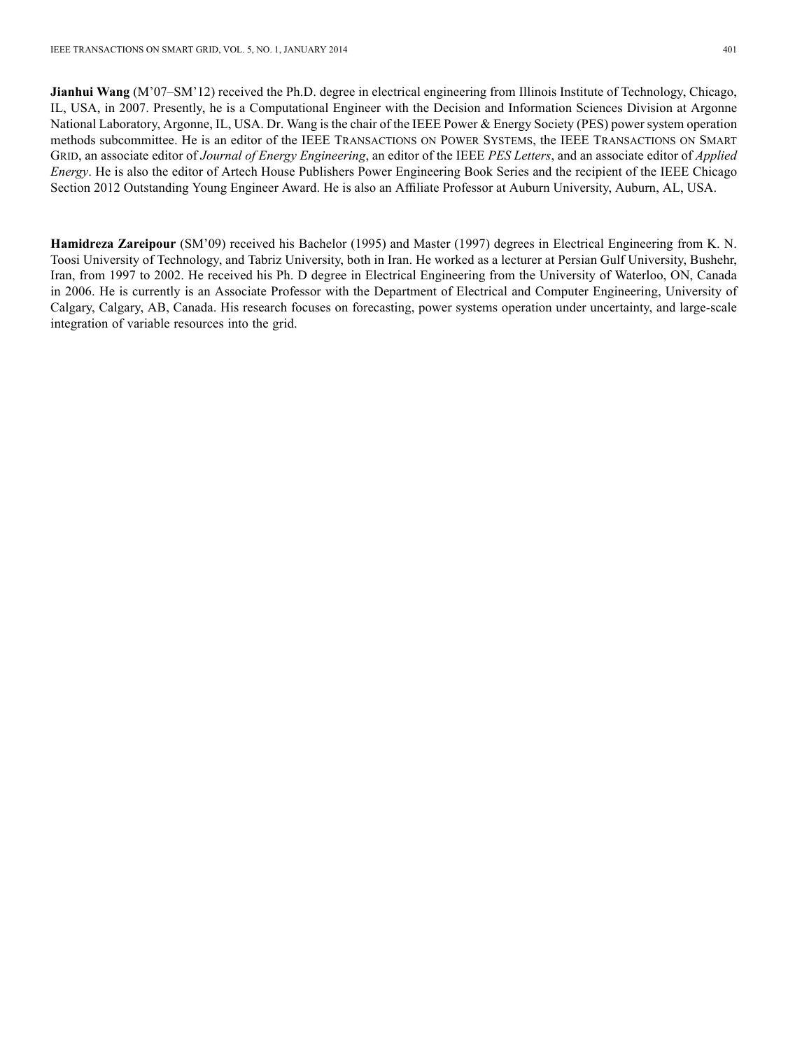**Jianhui Wang** (M'07–SM'12) received the Ph.D. degree in electrical engineering from Illinois Institute of Technology, Chicago, IL, USA, in 2007. Presently, he is a Computational Engineer with the Decision and Information Sciences Division at Argonne National Laboratory, Argonne, IL, USA. Dr. Wang is the chair of the IEEE Power & Energy Society (PES) power system operation methods subcommittee. He is an editor of the IEEE Transactions on Power Systems, the IEEE Transactions on Smart Grid, an associate editor of *Journal of Energy Engineering*, an editor of the IEEE *PES Letters*, and an associate editor of *Applied Energy*. He is also the editor of Artech House Publishers Power Engineering Book Series and the recipient of the IEEE Chicago Section 2012 Outstanding Young Engineer Award. He is also an Affiliate Professor at Auburn University, Auburn, AL, USA.

**Hamidreza Zareipour** (SM'09) received his Bachelor (1995) and Master (1997) degrees in Electrical Engineering from K. N. Toosi University of Technology, and Tabriz University, both in Iran. He worked as a lecturer at Persian Gulf University, Bushehr, Iran, from 1997 to 2002. He received his Ph. D degree in Electrical Engineering from the University of Waterloo, ON, Canada in 2006. He is currently is an Associate Professor with the Department of Electrical and Computer Engineering, University of Calgary, Calgary, AB, Canada. His research focuses on forecasting, power systems operation under uncertainty, and large-scale integration of variable resources into the grid.